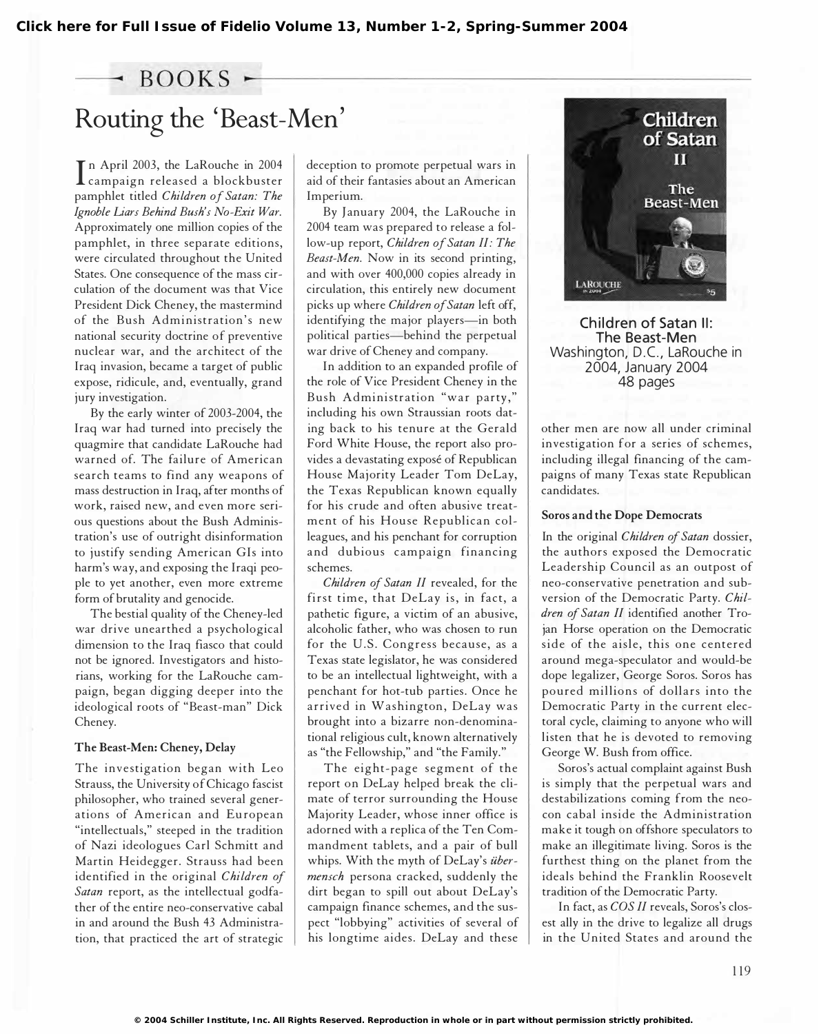Click here for Full Issue of Fidelio Volume 13, Number 1-2, Spring-Summer 2004

## BOOKS

# Routing the 'Beast-Men'

In April 2003, the LaRouche in 2004 campaign released a blockbuster pamphlet titled *Children of Satan: The Ignoble Liars Behind Bush's No-Exit War.* Approximately one million copies of the pamphlet, in three separate editions, were circulated throughout the United States. One consequence of the mass circulation of the document was that Vice President Dick Cheney, the mastermind of the Bush Administration's new national security doctrine of preventive nuclear war, and the architect of the Iraq invasion, became a target of public expose, ridicule, and, eventually, grand jury investigation.

By the early winter of 2003-2004, the Iraq war had turned into precisely the quagmire that candidate LaRouche had warned of. The failure of American search teams to find any weapons of mass destruction in Iraq, after months of work, raised new, and even more serious questions about the Bush Administration's use of outright disinformation to justify sending American GIs into harm's way, and exposing the Iraqi people to yet another, even more extreme form of brutality and genocide.

The bestial quality of the Cheney-led war drive unearthed a psychological dimension to the Iraq fiasco that could not be ignored. Investigators and historians, working for the LaRouche campaign, began digging deeper into the ideological roots of "Beast-man" Dick Cheney.

### The Beast-Men: Cheney, Delay

The investigation began with Leo Strauss, the University of Chicago fascist philosopher, who trained several generations of American and European "intellectuals," steeped in the tradition of Nazi ideologues Carl Schmitt and Martin Heidegger. Strauss had been identified in the original *Children of Satan* report, as the intellectual godfather of the entire neo-conservative cabal in and around the Bush 43 Administration, that practiced the art of strategic deception to promote perpetual wars in aid of their fantasies about an American Imperium.

By January 2004, the LaRouche in 2004 team was prepared to release a follow-up report, *Children of Satan II: The Beast-Men.* Now in its second printing, and with over 400,000 copies already in circulation, this entirely new document picks up where *Children of Satan* left off, identifying the major players—in both political parties—behind the perpetual war drive of Cheney and company.

In addition to an expanded profile of the role of Vice President Cheney in the Bush Administration "war party," including his own Straussian roots dating back to his tenure at the Gerald Ford White House, the report also provides a devastating exposé of Republican House Majority Leader Tom DeLay, the Texas Republican known equally for his crude and often abusive treatment of his House Republican colleagues, and his penchant for corruption and dubious campaign financing schemes.

*Children of Satan II* revealed, for the first time, that DeLay is, in fact, a pathetic figure, a victim of an abusive, alcoholic father, who was chosen to run for the U.S. Congress because, as a Texas state legislator, he was considered to be an intellectual lightweight, with a penchant for hot-tub parties. Once he arrived in Washington, DeLay was brought into a bizarre non-denominational religious cult, known alternatively as "the Fellowship," and "the Family."

The eight-page segment of the report on DeLay helped break the climate of terror surrounding the House Majority Leader, whose inner office is adorned with a replica of the Ten Commandment tablets, and a pair of bull whips. With the myth of DeLay's *übermensch* persona cracked, suddenly the dirt began to spill out about DeLay's campaign finance schemes, and the suspect "lobbying" activities of several of his longtime aides. DeLay and these other men are now all under criminal investigation for a series of schemes, including illegal financing of the campaigns of many Texas state Republican candidates.

Children of Satan II:
The Beast-Men
Washington, D.C., LaRouche in 2004, January 2004
48 pages

### Soros and the Dope Democrats

In the original *Children of Satan* dossier, the authors exposed the Democratic Leadership Council as an outpost of neo-conservative penetration and subversion of the Democratic Party. *Children of Satan II* identified another Trojan Horse operation on the Democratic side of the aisle, this one centered around mega-speculator and would-be dope legalizer, George Soros. Soros has poured millions of dollars into the Democratic Party in the current electoral cycle, claiming to anyone who will listen that he is devoted to removing George W. Bush from office.

Soros's actual complaint against Bush is simply that the perpetual wars and destabilizations coming from the neo-con cabal inside the Administration make it tough on offshore speculators to make an illegitimate living. Soros is the furthest thing on the planet from the ideals behind the Franklin Roosevelt tradition of the Democratic Party.

In fact, as *COS II* reveals, Soros's closest ally in the drive to legalize all drugs in the United States and around the

© 2004 Schiller Institute, Inc. All Rights Reserved. Reproduction in whole or in part without permission strictly prohibited.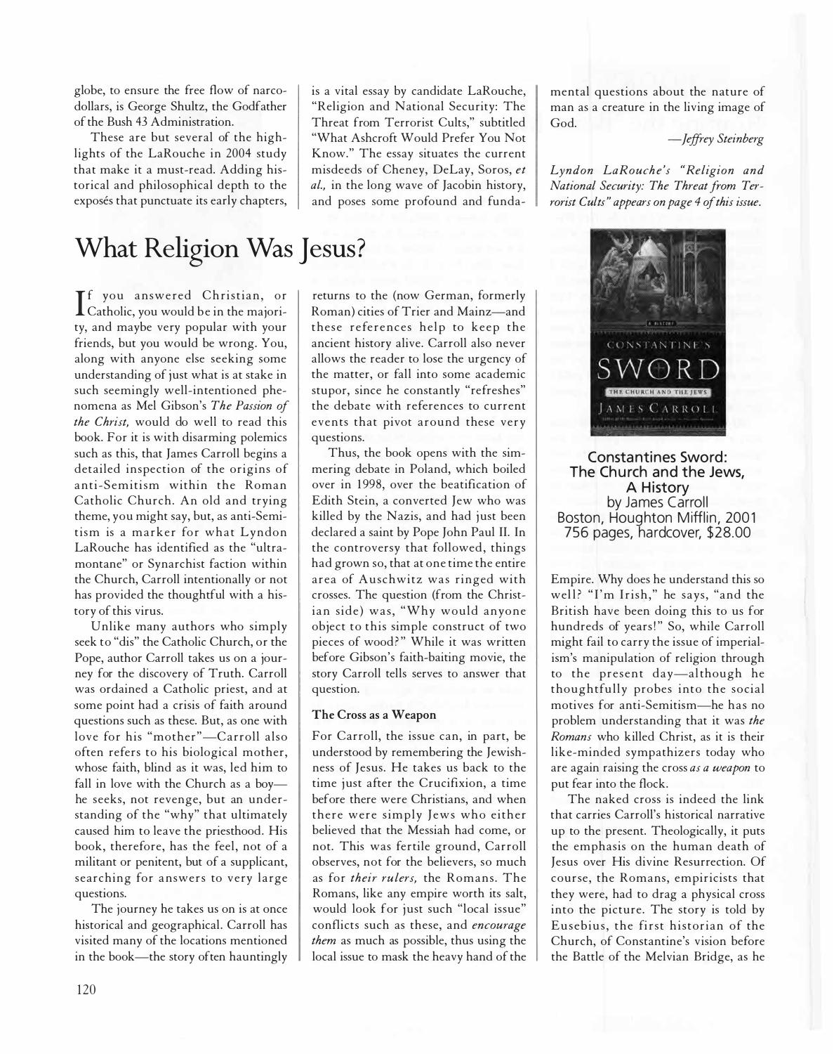globe, to ensure the free flow of narco-dollars, is George Shultz, the Godfather of the Bush 43 Administration.

These are but several of the highlights of the LaRouche in 2004 study that make it a must-read. Adding historical and philosophical depth to the exposés that punctuate its early chapters, is a vital essay by candidate LaRouche, "Religion and National Security: The Threat from Terrorist Cults," subtitled "What Ashcroft Would Prefer You Not Know." The essay situates the current misdeeds of Cheney, DeLay, Soros, *et al.,* in the long wave of Jacobin history, and poses some profound and fundamental questions about the nature of man as a creature in the living image of God.

—*Jeffrey Steinberg*

*Lyndon LaRouche's "Religion and National Security: The Threat from Terrorist Cults" appears on page 4 of this issue.*

# What Religion Was Jesus?

If you answered Christian, or Catholic, you would be in the majority, and maybe very popular with your friends, but you would be wrong. You, along with anyone else seeking some understanding of just what is at stake in such seemingly well-intentioned phenomena as Mel Gibson's *The Passion of the Christ,* would do well to read this book. For it is with disarming polemics such as this, that James Carroll begins a detailed inspection of the origins of anti-Semitism within the Roman Catholic Church. An old and trying theme, you might say, but, as anti-Semitism is a marker for what Lyndon LaRouche has identified as the "ultramontane" or Synarchist faction within the Church, Carroll intentionally or not has provided the thoughtful with a history of this virus.

Unlike many authors who simply seek to "dis" the Catholic Church, or the Pope, author Carroll takes us on a journey for the discovery of Truth. Carroll was ordained a Catholic priest, and at some point had a crisis of faith around questions such as these. But, as one with love for his "mother"—Carroll also often refers to his biological mother, whose faith, blind as it was, led him to fall in love with the Church as a boy—he seeks, not revenge, but an understanding of the "why" that ultimately caused him to leave the priesthood. His book, therefore, has the feel, not of a militant or penitent, but of a supplicant, searching for answers to very large questions.

The journey he takes us on is at once historical and geographical. Carroll has visited many of the locations mentioned in the book—the story often hauntingly returns to the (now German, formerly Roman) cities of Trier and Mainz—and these references help to keep the ancient history alive. Carroll also never allows the reader to lose the urgency of the matter, or fall into some academic stupor, since he constantly "refreshes" the debate with references to current events that pivot around these very questions.

Thus, the book opens with the simmering debate in Poland, which boiled over in 1998, over the beatification of Edith Stein, a converted Jew who was killed by the Nazis, and had just been declared a saint by Pope John Paul II. In the controversy that followed, things had grown so, that at one time the entire area of Auschwitz was ringed with crosses. The question (from the Christian side) was, "Why would anyone object to this simple construct of two pieces of wood?" While it was written before Gibson's faith-baiting movie, the story Carroll tells serves to answer that question.

**Constantines Sword: The Church and the Jews, A History**
by James Carroll
Boston, Houghton Mifflin, 2001
756 pages, hardcover, $28.00

### The Cross as a Weapon

For Carroll, the issue can, in part, be understood by remembering the Jewishness of Jesus. He takes us back to the time just after the Crucifixion, a time before there were Christians, and when there were simply Jews who either believed that the Messiah had come, or not. This was fertile ground, Carroll observes, not for the believers, so much as for *their rulers,* the Romans. The Romans, like any empire worth its salt, would look for just such "local issue" conflicts such as these, and *encourage them* as much as possible, thus using the local issue to mask the heavy hand of the Empire. Why does he understand this so well? "I'm Irish," he says, "and the British have been doing this to us for hundreds of years!" So, while Carroll might fail to carry the issue of imperialism's manipulation of religion through to the present day—although he thoughtfully probes into the social motives for anti-Semitism—he has no problem understanding that it was *the Romans* who killed Christ, as it is their like-minded sympathizers today who are again raising the cross *as a weapon* to put fear into the flock.

The naked cross is indeed the link that carries Carroll's historical narrative up to the present. Theologically, it puts the emphasis on the human death of Jesus over His divine Resurrection. Of course, the Romans, empiricists that they were, had to drag a physical cross into the picture. The story is told by Eusebius, the first historian of the Church, of Constantine's vision before the Battle of the Melvian Bridge, as he